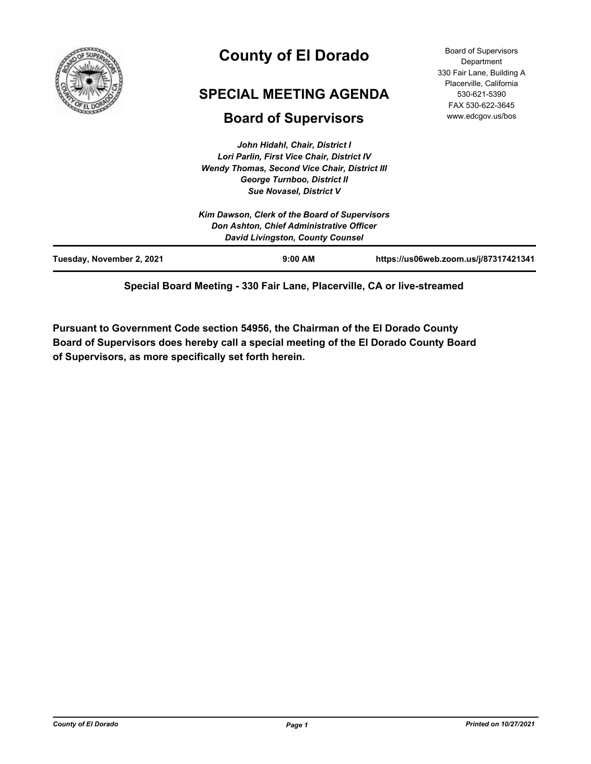# County of El Dorado

## SPECIAL MEETING AGENDA

## Board of Supervisors

Board of Supervisors Department
330 Fair Lane, Building A
Placerville, California
530-621-5390
FAX 530-622-3645
www.edcgov.us/bos

*John Hidahl, Chair, District I*
*Lori Parlin, First Vice Chair, District IV*
*Wendy Thomas, Second Vice Chair, District III*
*George Turnboo, District II*
*Sue Novasel, District V*

*Kim Dawson, Clerk of the Board of Supervisors*
*Don Ashton, Chief Administrative Officer*
*David Livingston, County Counsel*

**Tuesday, November 2, 2021** | **9:00 AM** | **https://us06web.zoom.us/j/87317421341**

**Special Board Meeting - 330 Fair Lane, Placerville, CA or live-streamed**

**Pursuant to Government Code section 54956, the Chairman of the El Dorado County Board of Supervisors does hereby call a special meeting of the El Dorado County Board of Supervisors, as more specifically set forth herein.**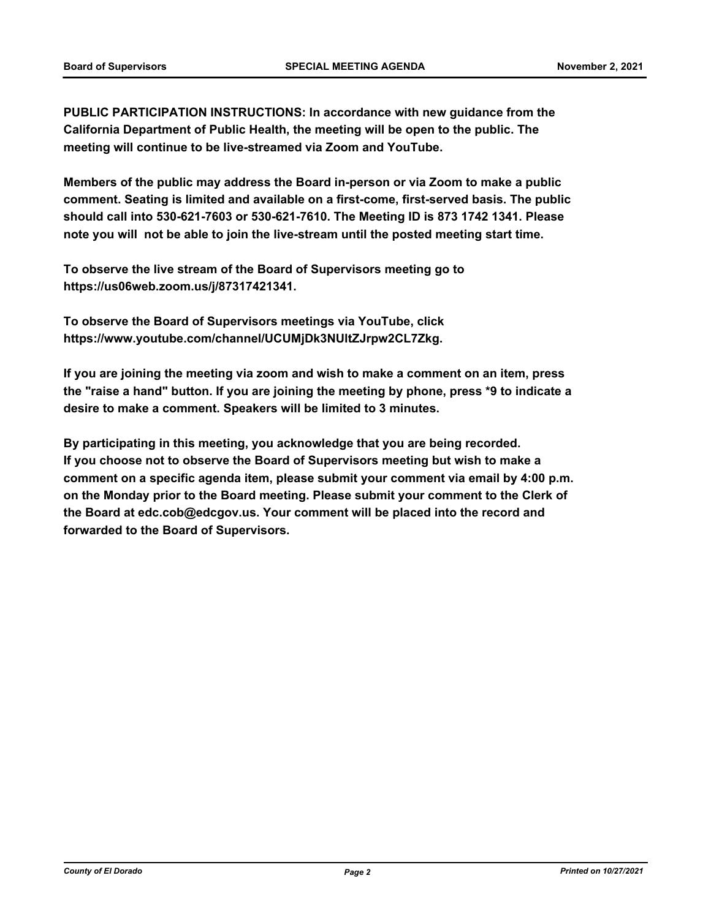**PUBLIC PARTICIPATION INSTRUCTIONS: In accordance with new guidance from the California Department of Public Health, the meeting will be open to the public. The meeting will continue to be live-streamed via Zoom and YouTube.**

**Members of the public may address the Board in-person or via Zoom to make a public comment. Seating is limited and available on a first-come, first-served basis. The public should call into 530-621-7603 or 530-621-7610. The Meeting ID is 873 1742 1341. Please note you will not be able to join the live-stream until the posted meeting start time.**

**To observe the live stream of the Board of Supervisors meeting go to https://us06web.zoom.us/j/87317421341.**

**To observe the Board of Supervisors meetings via YouTube, click https://www.youtube.com/channel/UCUMjDk3NUltZJrpw2CL7Zkg.**

**If you are joining the meeting via zoom and wish to make a comment on an item, press the "raise a hand" button. If you are joining the meeting by phone, press *9 to indicate a desire to make a comment. Speakers will be limited to 3 minutes.**

**By participating in this meeting, you acknowledge that you are being recorded. If you choose not to observe the Board of Supervisors meeting but wish to make a comment on a specific agenda item, please submit your comment via email by 4:00 p.m. on the Monday prior to the Board meeting. Please submit your comment to the Clerk of the Board at edc.cob@edcgov.us. Your comment will be placed into the record and forwarded to the Board of Supervisors.**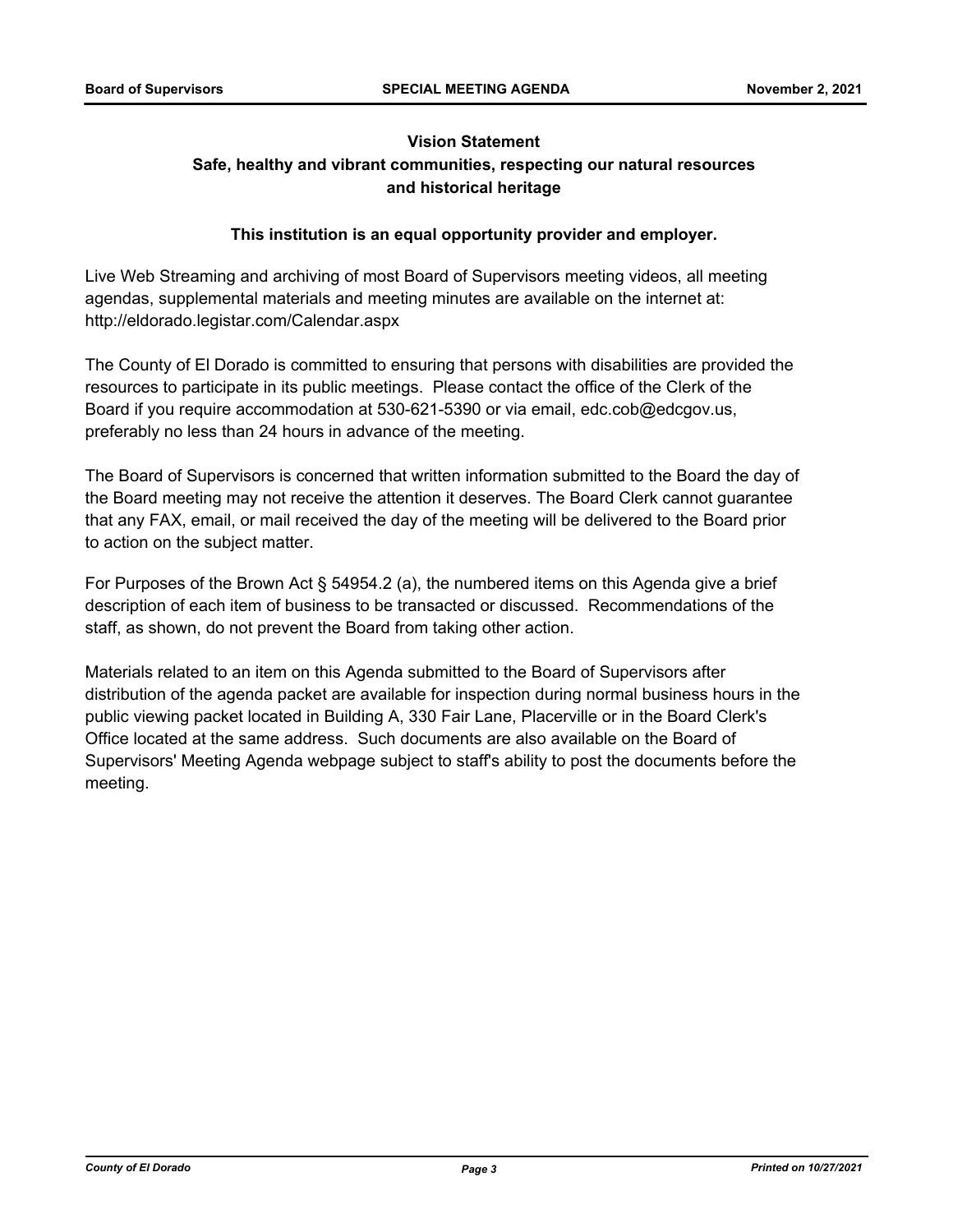**Vision Statement**

**Safe, healthy and vibrant communities, respecting our natural resources and historical heritage**

**This institution is an equal opportunity provider and employer.**

Live Web Streaming and archiving of most Board of Supervisors meeting videos, all meeting agendas, supplemental materials and meeting minutes are available on the internet at: http://eldorado.legistar.com/Calendar.aspx

The County of El Dorado is committed to ensuring that persons with disabilities are provided the resources to participate in its public meetings. Please contact the office of the Clerk of the Board if you require accommodation at 530-621-5390 or via email, edc.cob@edcgov.us, preferably no less than 24 hours in advance of the meeting.

The Board of Supervisors is concerned that written information submitted to the Board the day of the Board meeting may not receive the attention it deserves. The Board Clerk cannot guarantee that any FAX, email, or mail received the day of the meeting will be delivered to the Board prior to action on the subject matter.

For Purposes of the Brown Act § 54954.2 (a), the numbered items on this Agenda give a brief description of each item of business to be transacted or discussed. Recommendations of the staff, as shown, do not prevent the Board from taking other action.

Materials related to an item on this Agenda submitted to the Board of Supervisors after distribution of the agenda packet are available for inspection during normal business hours in the public viewing packet located in Building A, 330 Fair Lane, Placerville or in the Board Clerk's Office located at the same address. Such documents are also available on the Board of Supervisors' Meeting Agenda webpage subject to staff's ability to post the documents before the meeting.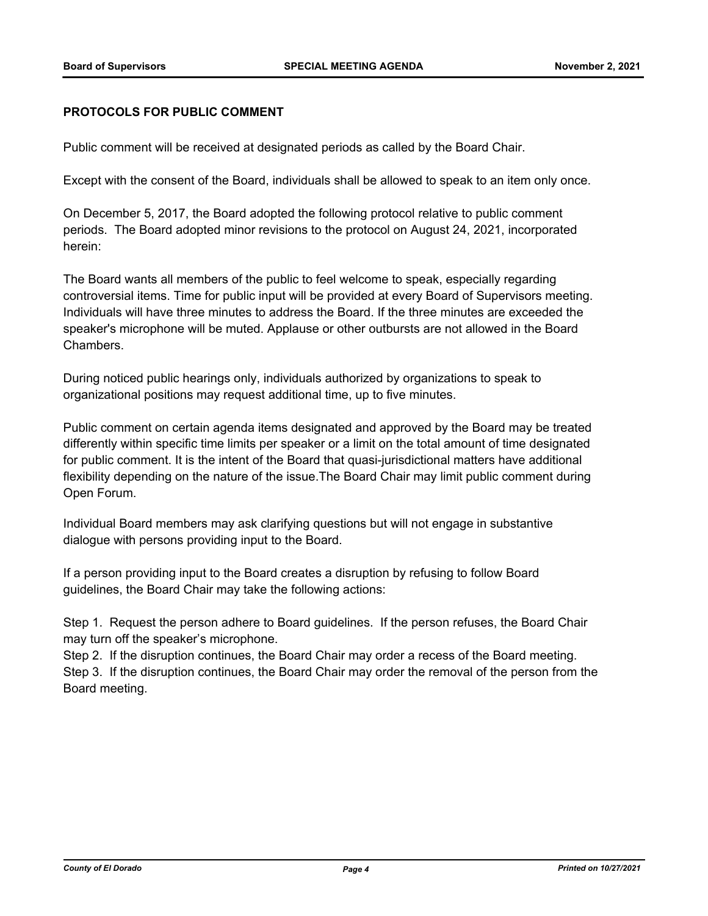**PROTOCOLS FOR PUBLIC COMMENT**

Public comment will be received at designated periods as called by the Board Chair.

Except with the consent of the Board, individuals shall be allowed to speak to an item only once.

On December 5, 2017, the Board adopted the following protocol relative to public comment periods. The Board adopted minor revisions to the protocol on August 24, 2021, incorporated herein:

The Board wants all members of the public to feel welcome to speak, especially regarding controversial items. Time for public input will be provided at every Board of Supervisors meeting. Individuals will have three minutes to address the Board. If the three minutes are exceeded the speaker's microphone will be muted. Applause or other outbursts are not allowed in the Board Chambers.

During noticed public hearings only, individuals authorized by organizations to speak to organizational positions may request additional time, up to five minutes.

Public comment on certain agenda items designated and approved by the Board may be treated differently within specific time limits per speaker or a limit on the total amount of time designated for public comment. It is the intent of the Board that quasi-jurisdictional matters have additional flexibility depending on the nature of the issue.The Board Chair may limit public comment during Open Forum.

Individual Board members may ask clarifying questions but will not engage in substantive dialogue with persons providing input to the Board.

If a person providing input to the Board creates a disruption by refusing to follow Board guidelines, the Board Chair may take the following actions:

Step 1. Request the person adhere to Board guidelines. If the person refuses, the Board Chair may turn off the speaker's microphone.
Step 2. If the disruption continues, the Board Chair may order a recess of the Board meeting.
Step 3. If the disruption continues, the Board Chair may order the removal of the person from the Board meeting.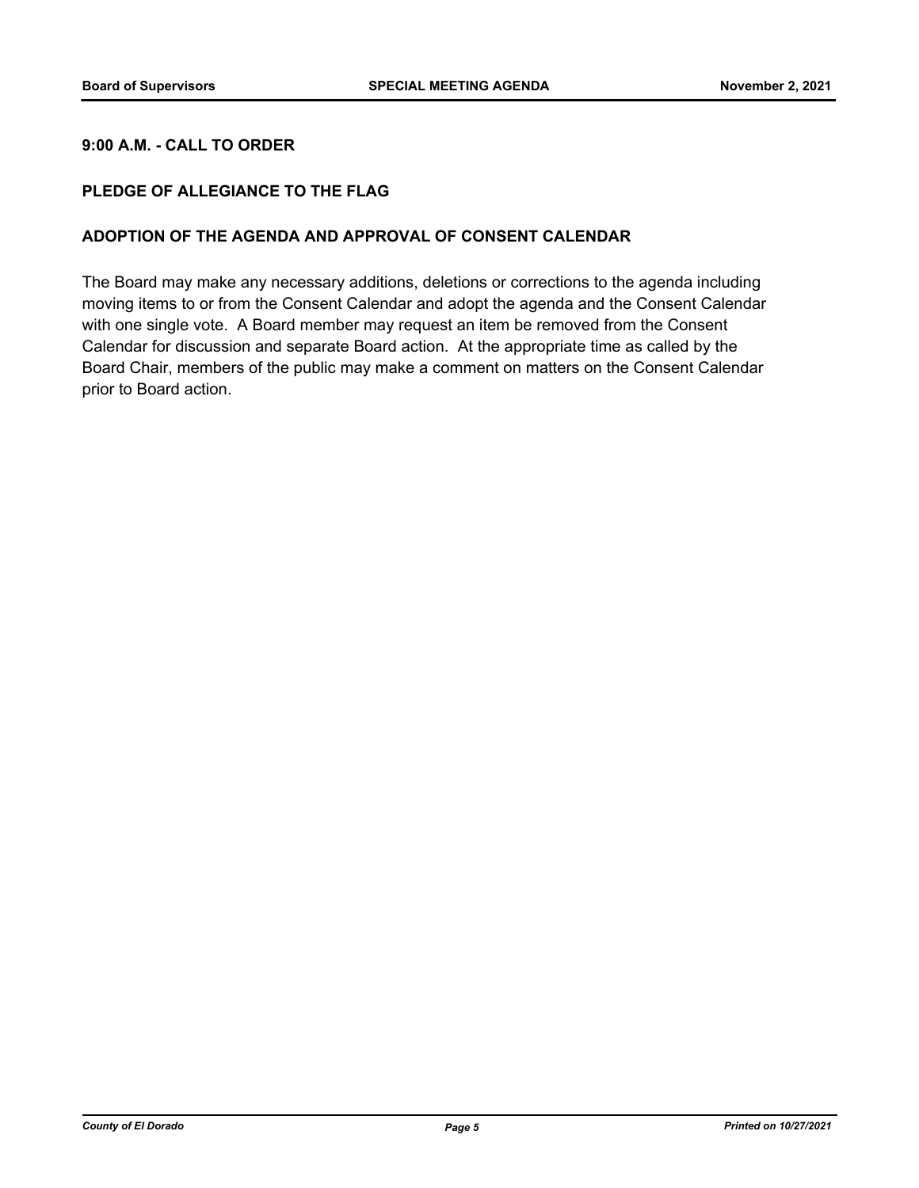**9:00 A.M. - CALL TO ORDER**

**PLEDGE OF ALLEGIANCE TO THE FLAG**

**ADOPTION OF THE AGENDA AND APPROVAL OF CONSENT CALENDAR**

The Board may make any necessary additions, deletions or corrections to the agenda including moving items to or from the Consent Calendar and adopt the agenda and the Consent Calendar with one single vote. A Board member may request an item be removed from the Consent Calendar for discussion and separate Board action. At the appropriate time as called by the Board Chair, members of the public may make a comment on matters on the Consent Calendar prior to Board action.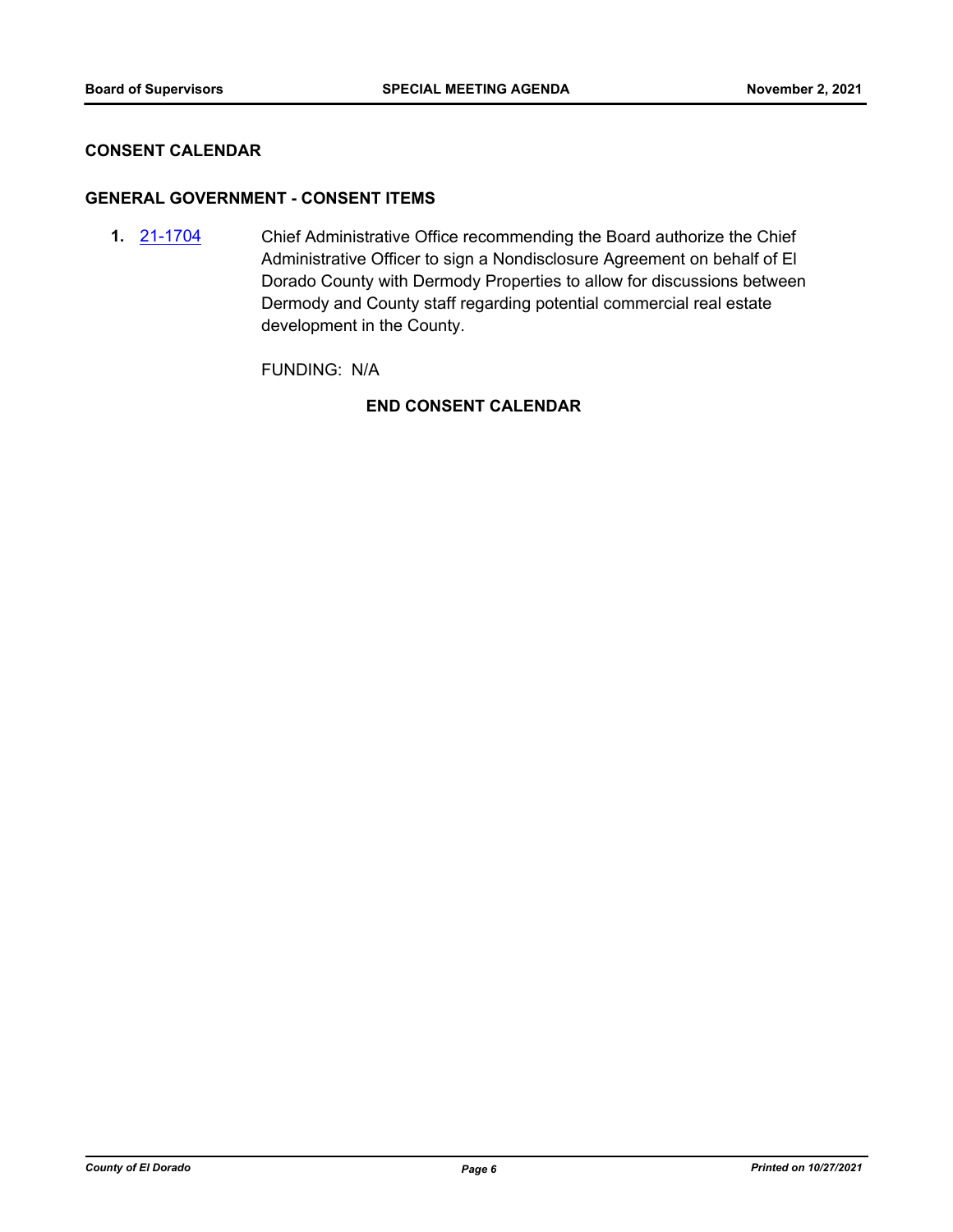## CONSENT CALENDAR

### GENERAL GOVERNMENT - CONSENT ITEMS

**1.** 21-1704 Chief Administrative Office recommending the Board authorize the Chief Administrative Officer to sign a Nondisclosure Agreement on behalf of El Dorado County with Dermody Properties to allow for discussions between Dermody and County staff regarding potential commercial real estate development in the County.

FUNDING: N/A

**END CONSENT CALENDAR**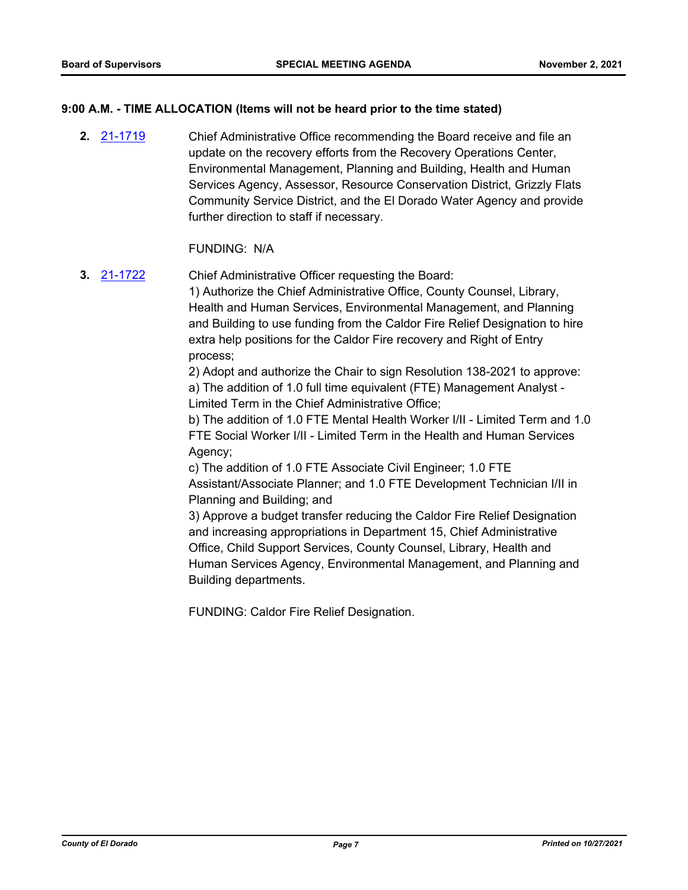**9:00 A.M. - TIME ALLOCATION (Items will not be heard prior to the time stated)**

**2.** [21-1719](21-1719) Chief Administrative Office recommending the Board receive and file an update on the recovery efforts from the Recovery Operations Center, Environmental Management, Planning and Building, Health and Human Services Agency, Assessor, Resource Conservation District, Grizzly Flats Community Service District, and the El Dorado Water Agency and provide further direction to staff if necessary.

FUNDING: N/A

**3.** [21-1722](21-1722) Chief Administrative Officer requesting the Board:
1) Authorize the Chief Administrative Office, County Counsel, Library, Health and Human Services, Environmental Management, and Planning and Building to use funding from the Caldor Fire Relief Designation to hire extra help positions for the Caldor Fire recovery and Right of Entry process;
2) Adopt and authorize the Chair to sign Resolution 138-2021 to approve:
a) The addition of 1.0 full time equivalent (FTE) Management Analyst - Limited Term in the Chief Administrative Office;
b) The addition of 1.0 FTE Mental Health Worker I/II - Limited Term and 1.0 FTE Social Worker I/II - Limited Term in the Health and Human Services Agency;
c) The addition of 1.0 FTE Associate Civil Engineer; 1.0 FTE Assistant/Associate Planner; and 1.0 FTE Development Technician I/II in Planning and Building; and
3) Approve a budget transfer reducing the Caldor Fire Relief Designation and increasing appropriations in Department 15, Chief Administrative Office, Child Support Services, County Counsel, Library, Health and Human Services Agency, Environmental Management, and Planning and Building departments.

FUNDING: Caldor Fire Relief Designation.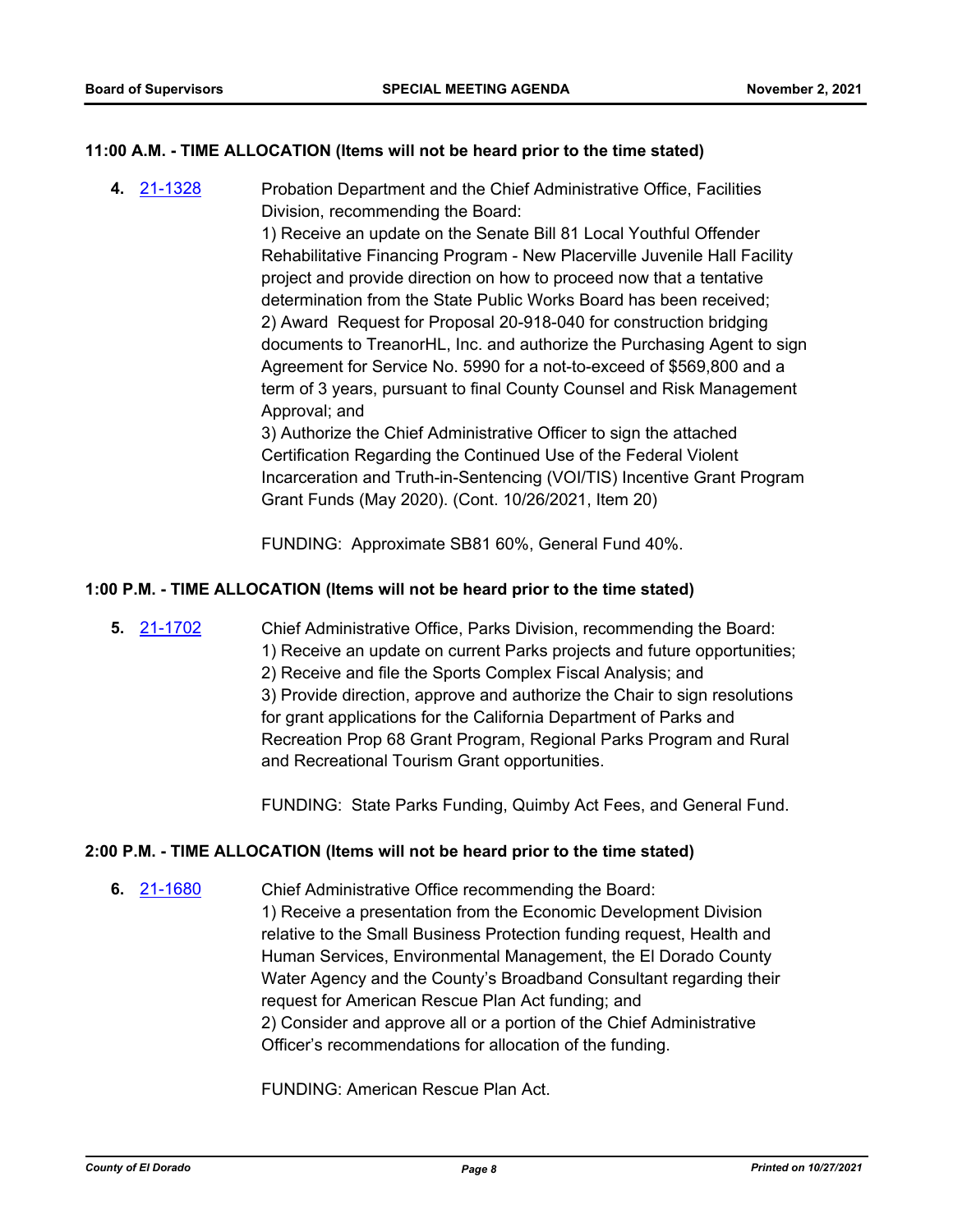**11:00 A.M. - TIME ALLOCATION (Items will not be heard prior to the time stated)**

**4.** [21-1328](21-1328) Probation Department and the Chief Administrative Office, Facilities Division, recommending the Board:
1) Receive an update on the Senate Bill 81 Local Youthful Offender Rehabilitative Financing Program - New Placerville Juvenile Hall Facility project and provide direction on how to proceed now that a tentative determination from the State Public Works Board has been received;
2) Award Request for Proposal 20-918-040 for construction bridging documents to TreanorHL, Inc. and authorize the Purchasing Agent to sign Agreement for Service No. 5990 for a not-to-exceed of $569,800 and a term of 3 years, pursuant to final County Counsel and Risk Management Approval; and
3) Authorize the Chief Administrative Officer to sign the attached Certification Regarding the Continued Use of the Federal Violent Incarceration and Truth-in-Sentencing (VOI/TIS) Incentive Grant Program Grant Funds (May 2020). (Cont. 10/26/2021, Item 20)

FUNDING: Approximate SB81 60%, General Fund 40%.

**1:00 P.M. - TIME ALLOCATION (Items will not be heard prior to the time stated)**

**5.** [21-1702](21-1702) Chief Administrative Office, Parks Division, recommending the Board:
1) Receive an update on current Parks projects and future opportunities;
2) Receive and file the Sports Complex Fiscal Analysis; and
3) Provide direction, approve and authorize the Chair to sign resolutions for grant applications for the California Department of Parks and Recreation Prop 68 Grant Program, Regional Parks Program and Rural and Recreational Tourism Grant opportunities.

FUNDING: State Parks Funding, Quimby Act Fees, and General Fund.

**2:00 P.M. - TIME ALLOCATION (Items will not be heard prior to the time stated)**

**6.** [21-1680](21-1680) Chief Administrative Office recommending the Board:
1) Receive a presentation from the Economic Development Division relative to the Small Business Protection funding request, Health and Human Services, Environmental Management, the El Dorado County Water Agency and the County's Broadband Consultant regarding their request for American Rescue Plan Act funding; and
2) Consider and approve all or a portion of the Chief Administrative Officer's recommendations for allocation of the funding.

FUNDING: American Rescue Plan Act.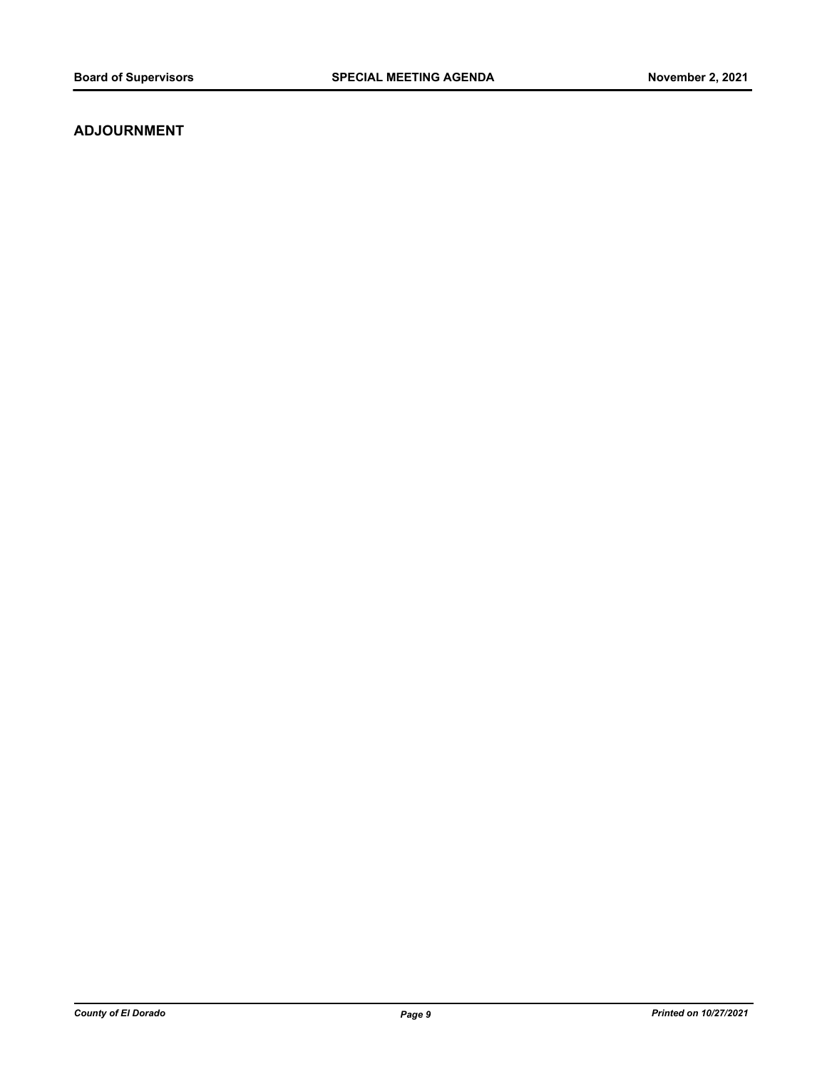## ADJOURNMENT